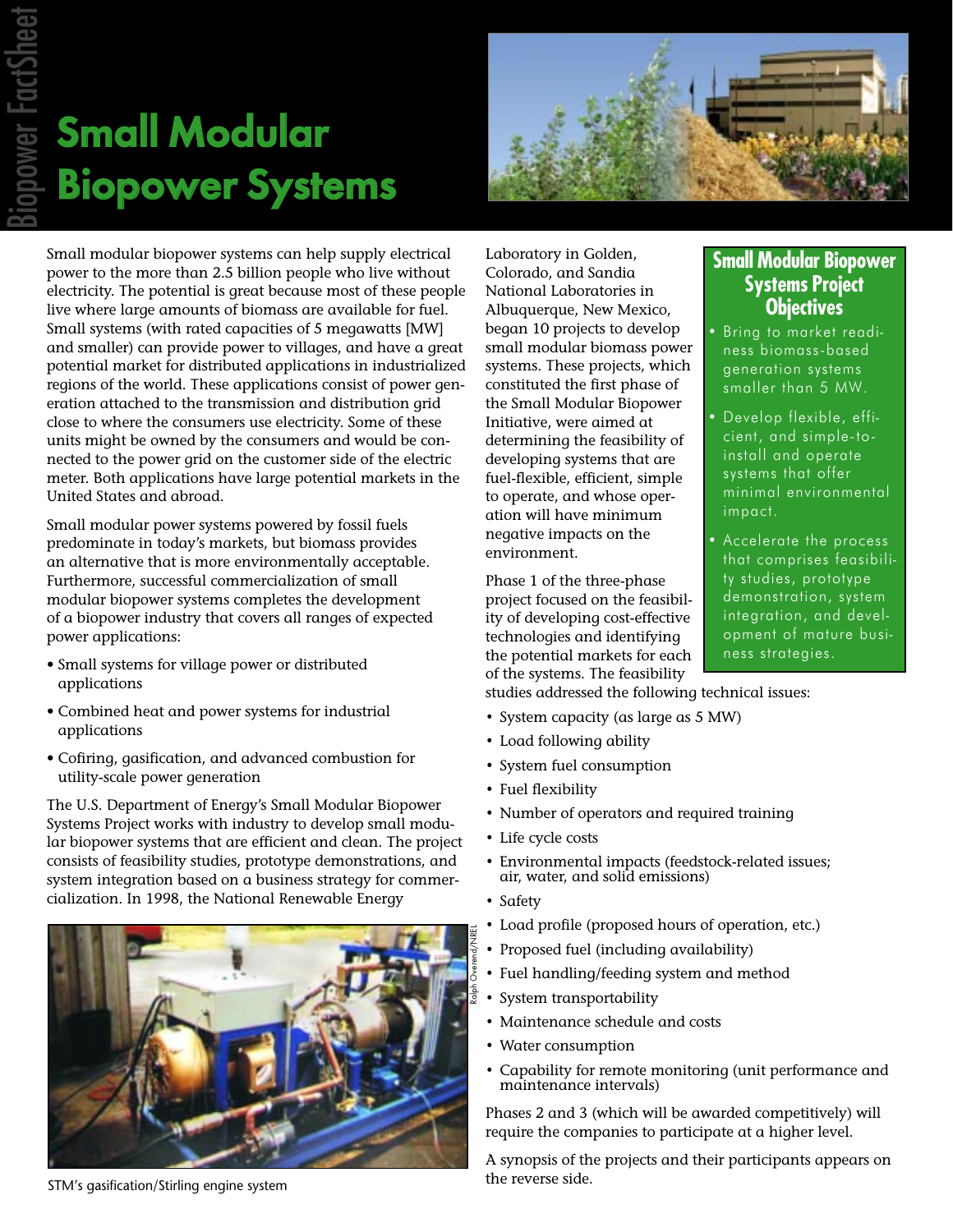# Small Modular Biopower Systems

Small modular biopower systems can help supply electrical power to the more than 2.5 billion people who live without electricity. The potential is great because most of these people live where large amounts of biomass are available for fuel. Small systems (with rated capacities of 5 megawatts [MW] and smaller) can provide power to villages, and have a great potential market for distributed applications in industrialized regions of the world. These applications consist of power generation attached to the transmission and distribution grid close to where the consumers use electricity. Some of these units might be owned by the consumers and would be connected to the power grid on the customer side of the electric meter. Both applications have large potential markets in the United States and abroad.

Small modular power systems powered by fossil fuels predominate in today's markets, but biomass provides an alternative that is more environmentally acceptable. Furthermore, successful commercialization of small modular biopower systems completes the development of a biopower industry that covers all ranges of expected power applications:

- Small systems for village power or distributed applications
- Combined heat and power systems for industrial applications
- Cofiring, gasification, and advanced combustion for utility-scale power generation

The U.S. Department of Energy's Small Modular Biopower Systems Project works with industry to develop small modular biopower systems that are efficient and clean. The project consists of feasibility studies, prototype demonstrations, and system integration based on a business strategy for commercialization. In 1998, the National Renewable Energy Laboratory in Golden, Colorado, and Sandia National Laboratories in Albuquerque, New Mexico, began 10 projects to develop small modular biomass power systems. These projects, which constituted the first phase of the Small Modular Biopower Initiative, were aimed at determining the feasibility of developing systems that are fuel-flexible, efficient, simple to operate, and whose operation will have minimum negative impacts on the environment.

Phase 1 of the three-phase project focused on the feasibility of developing cost-effective technologies and identifying the potential markets for each of the systems. The feasibility studies addressed the following technical issues:

- System capacity (as large as 5 MW)
- Load following ability
- System fuel consumption
- Fuel flexibility
- Number of operators and required training
- Life cycle costs
- Environmental impacts (feedstock-related issues; air, water, and solid emissions)
- Safety
- Load profile (proposed hours of operation, etc.)
- Proposed fuel (including availability)
- Fuel handling/feeding system and method
- System transportability
- Maintenance schedule and costs
- Water consumption
- Capability for remote monitoring (unit performance and maintenance intervals)

Phases 2 and 3 (which will be awarded competitively) will require the companies to participate at a higher level.

A synopsis of the projects and their participants appears on the reverse side.

## Small Modular Biopower Systems Project Objectives

- Bring to market readiness biomass-based generation systems smaller than 5 MW.
- Develop flexible, efficient, and simple-to-install and operate systems that offer minimal environmental impact.
- Accelerate the process that comprises feasibility studies, prototype demonstration, system integration, and development of mature business strategies.

Ralph Overend/NREL

STM's gasification/Stirling engine system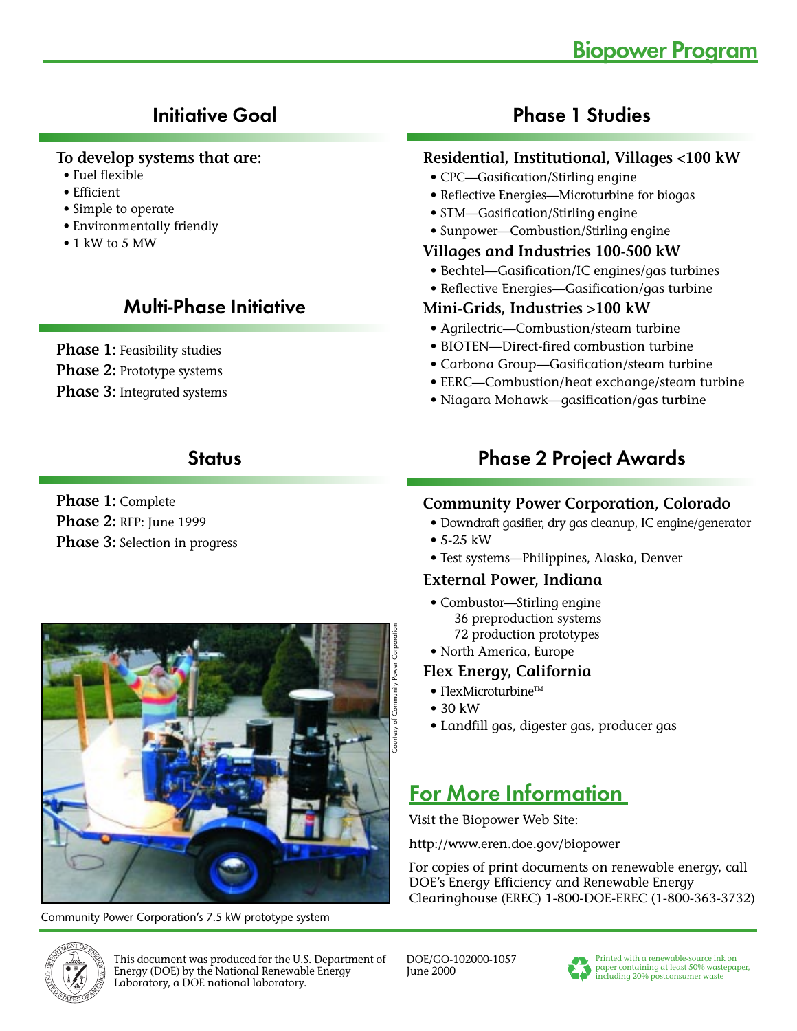# Biopower Program

## Initiative Goal

**To develop systems that are:**

- Fuel flexible
- Efficient
- Simple to operate
- Environmentally friendly
- 1 kW to 5 MW

## Multi-Phase Initiative

**Phase 1:** Feasibility studies
**Phase 2:** Prototype systems
**Phase 3:** Integrated systems

## Status

**Phase 1:** Complete
**Phase 2:** RFP: June 1999
**Phase 3:** Selection in progress

Courtesy of Community Power Corporation

Community Power Corporation's 7.5 kW prototype system

## Phase 1 Studies

### Residential, Institutional, Villages <100 kW

- CPC—Gasification/Stirling engine
- Reflective Energies—Microturbine for biogas
- STM—Gasification/Stirling engine
- Sunpower—Combustion/Stirling engine

### Villages and Industries 100-500 kW

- Bechtel—Gasification/IC engines/gas turbines
- Reflective Energies—Gasification/gas turbine

### Mini-Grids, Industries >100 kW

- Agrilectric—Combustion/steam turbine
- BIOTEN—Direct-fired combustion turbine
- Carbona Group—Gasification/steam turbine
- EERC—Combustion/heat exchange/steam turbine
- Niagara Mohawk—gasification/gas turbine

## Phase 2 Project Awards

### Community Power Corporation, Colorado

- Downdraft gasifier, dry gas cleanup, IC engine/generator
- 5-25 kW
- Test systems—Philippines, Alaska, Denver

### External Power, Indiana

- Combustor—Stirling engine
  36 preproduction systems
  72 production prototypes
- North America, Europe

### Flex Energy, California

- FlexMicroturbine™
- 30 kW
- Landfill gas, digester gas, producer gas

## For More Information

Visit the Biopower Web Site:

http://www.eren.doe.gov/biopower

For copies of print documents on renewable energy, call DOE's Energy Efficiency and Renewable Energy Clearinghouse (EREC) 1-800-DOE-EREC (1-800-363-3732)

This document was produced for the U.S. Department of Energy (DOE) by the National Renewable Energy Laboratory, a DOE national laboratory.

DOE/GO-102000-1057
June 2000

Printed with a renewable-source ink on paper containing at least 50% wastepaper, including 20% postconsumer waste